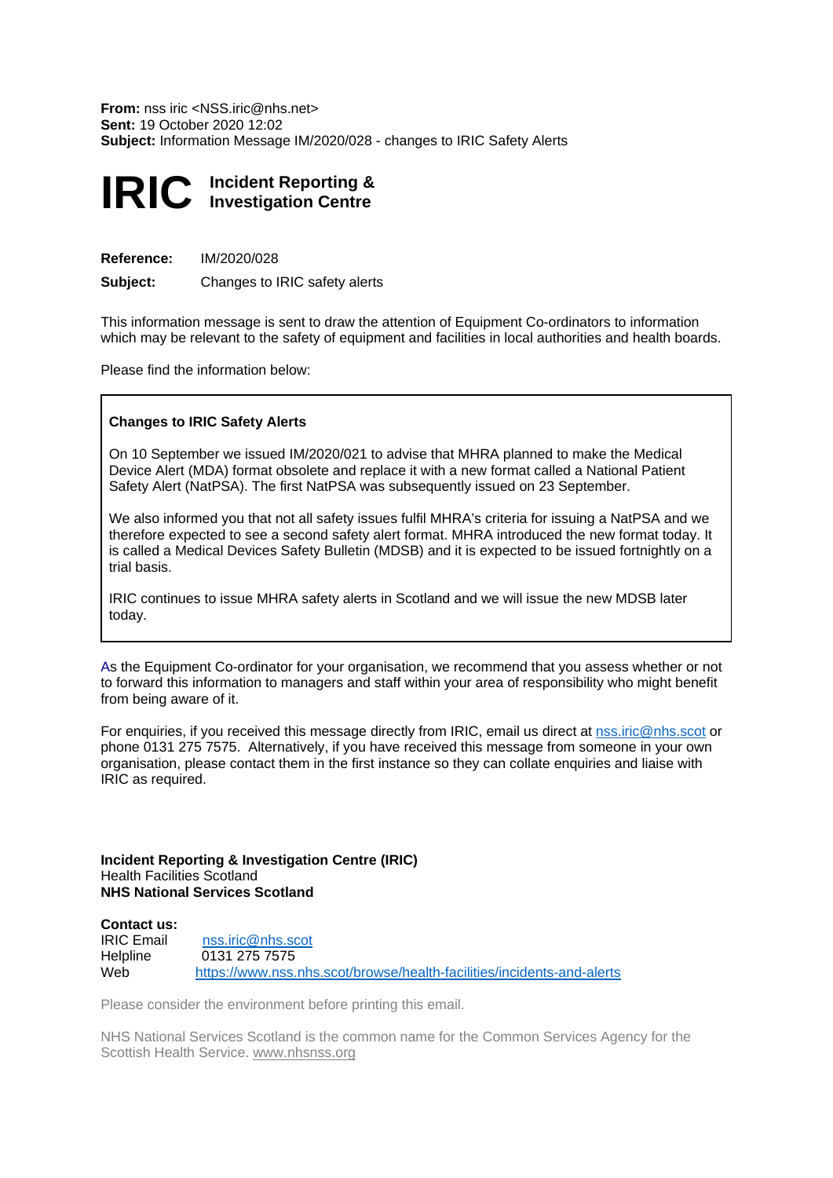**From:** nss iric <NSS.iric@nhs.net>
**Sent:** 19 October 2020 12:02
**Subject:** Information Message IM/2020/028 - changes to IRIC Safety Alerts

# IRIC Incident Reporting & Investigation Centre

**Reference:** IM/2020/028

**Subject:** Changes to IRIC safety alerts

This information message is sent to draw the attention of Equipment Co-ordinators to information which may be relevant to the safety of equipment and facilities in local authorities and health boards.

Please find the information below:

**Changes to IRIC Safety Alerts**

On 10 September we issued IM/2020/021 to advise that MHRA planned to make the Medical Device Alert (MDA) format obsolete and replace it with a new format called a National Patient Safety Alert (NatPSA). The first NatPSA was subsequently issued on 23 September.

We also informed you that not all safety issues fulfil MHRA's criteria for issuing a NatPSA and we therefore expected to see a second safety alert format. MHRA introduced the new format today. It is called a Medical Devices Safety Bulletin (MDSB) and it is expected to be issued fortnightly on a trial basis.

IRIC continues to issue MHRA safety alerts in Scotland and we will issue the new MDSB later today.

As the Equipment Co-ordinator for your organisation, we recommend that you assess whether or not to forward this information to managers and staff within your area of responsibility who might benefit from being aware of it.

For enquiries, if you received this message directly from IRIC, email us direct at nss.iric@nhs.scot or phone 0131 275 7575. Alternatively, if you have received this message from someone in your own organisation, please contact them in the first instance so they can collate enquiries and liaise with IRIC as required.

**Incident Reporting & Investigation Centre (IRIC)**
Health Facilities Scotland
**NHS National Services Scotland**

**Contact us:**
IRIC Email nss.iric@nhs.scot
Helpline 0131 275 7575
Web https://www.nss.nhs.scot/browse/health-facilities/incidents-and-alerts

Please consider the environment before printing this email.

NHS National Services Scotland is the common name for the Common Services Agency for the Scottish Health Service. www.nhsnss.org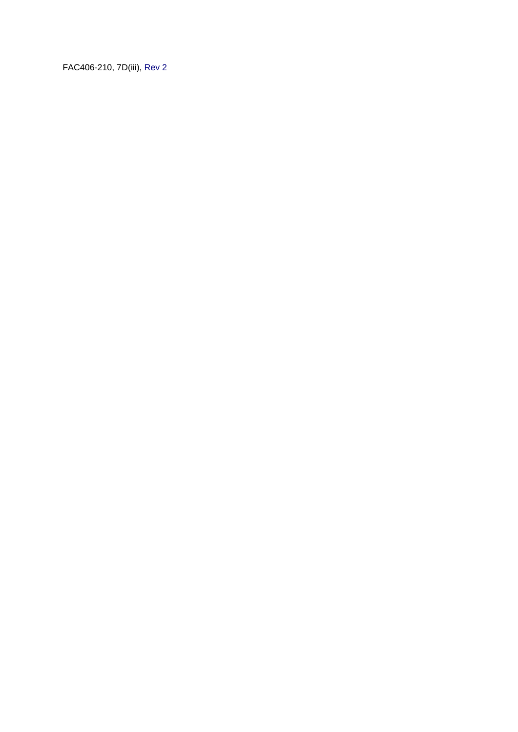FAC406-210, 7D(iii), Rev 2